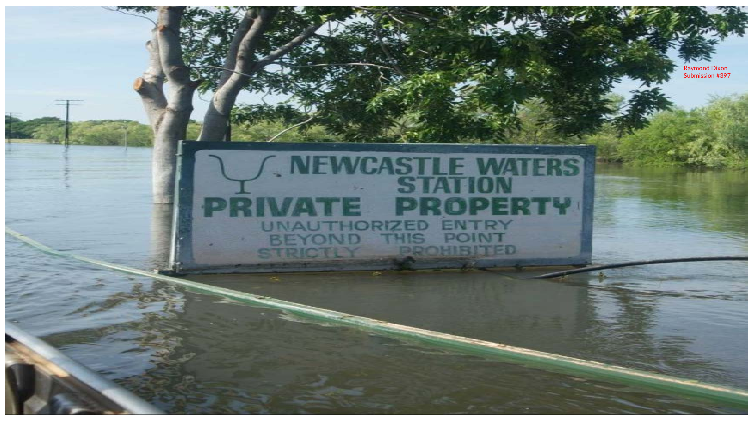Raymond Dixon
Submission #397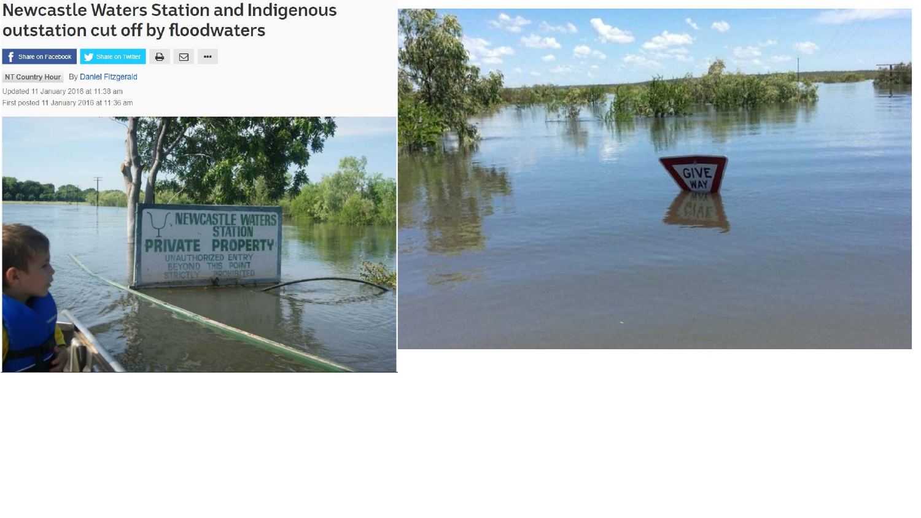# Newcastle Waters Station and Indigenous outstation cut off by floodwaters

Share on Facebook | Share on Twitter

NT Country Hour By Daniel Fitzgerald

Updated 11 January 2016 at 11:38 am

First posted 11 January 2016 at 11:36 am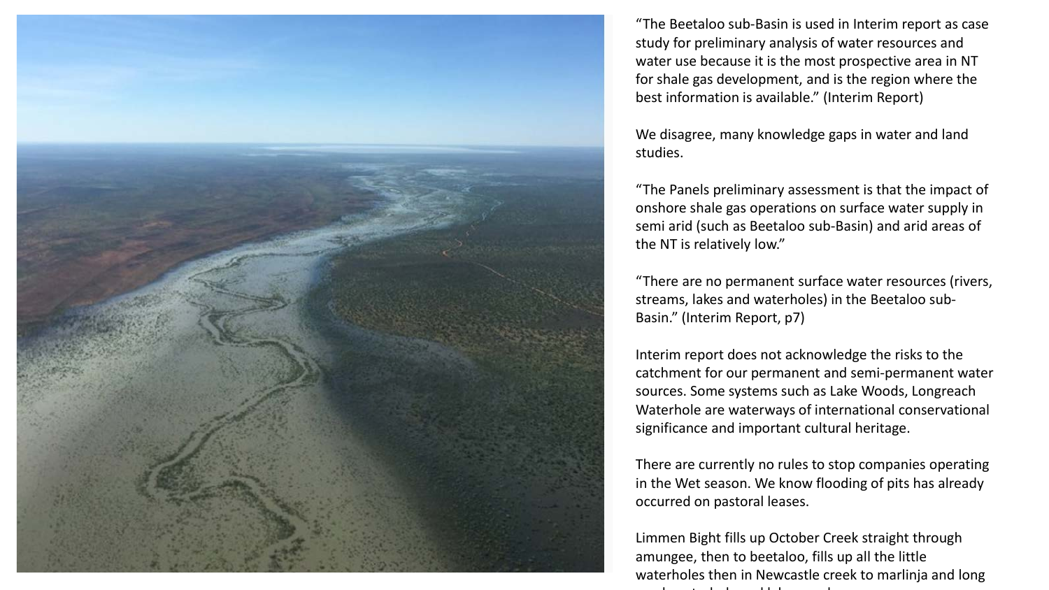"The Beetaloo sub-Basin is used in Interim report as case study for preliminary analysis of water resources and water use because it is the most prospective area in NT for shale gas development, and is the region where the best information is available." (Interim Report)

We disagree, many knowledge gaps in water and land studies.

"The Panels preliminary assessment is that the impact of onshore shale gas operations on surface water supply in semi arid (such as Beetaloo sub-Basin) and arid areas of the NT is relatively low."

"There are no permanent surface water resources (rivers, streams, lakes and waterholes) in the Beetaloo sub-Basin." (Interim Report, p7)

Interim report does not acknowledge the risks to the catchment for our permanent and semi-permanent water sources. Some systems such as Lake Woods, Longreach Waterhole are waterways of international conservational significance and important cultural heritage.

There are currently no rules to stop companies operating in the Wet season. We know flooding of pits has already occurred on pastoral leases.

Limmen Bight fills up October Creek straight through amungee, then to beetaloo, fills up all the little waterholes then in Newcastle creek to marlinja and long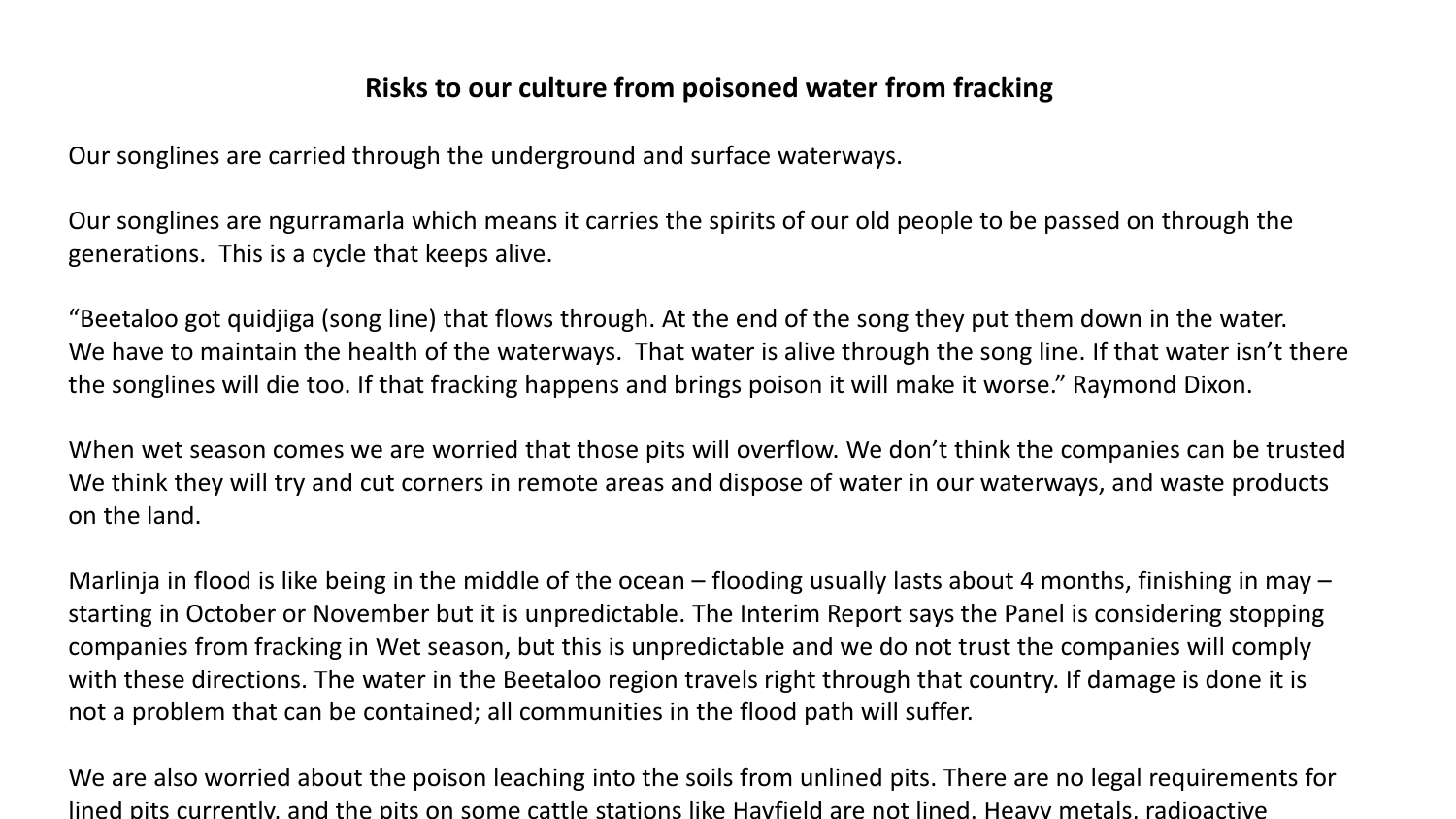# Risks to our culture from poisoned water from fracking

Our songlines are carried through the underground and surface waterways.

Our songlines are ngurramarla which means it carries the spirits of our old people to be passed on through the generations. This is a cycle that keeps alive.

"Beetaloo got quidjiga (song line) that flows through. At the end of the song they put them down in the water. We have to maintain the health of the waterways. That water is alive through the song line. If that water isn't there the songlines will die too. If that fracking happens and brings poison it will make it worse." Raymond Dixon.

When wet season comes we are worried that those pits will overflow. We don't think the companies can be trusted We think they will try and cut corners in remote areas and dispose of water in our waterways, and waste products on the land.

Marlinja in flood is like being in the middle of the ocean – flooding usually lasts about 4 months, finishing in may – starting in October or November but it is unpredictable. The Interim Report says the Panel is considering stopping companies from fracking in Wet season, but this is unpredictable and we do not trust the companies will comply with these directions. The water in the Beetaloo region travels right through that country. If damage is done it is not a problem that can be contained; all communities in the flood path will suffer.

We are also worried about the poison leaching into the soils from unlined pits. There are no legal requirements for lined pits currently, and the pits on some cattle stations like Hayfield are not lined. Heavy metals, radioactive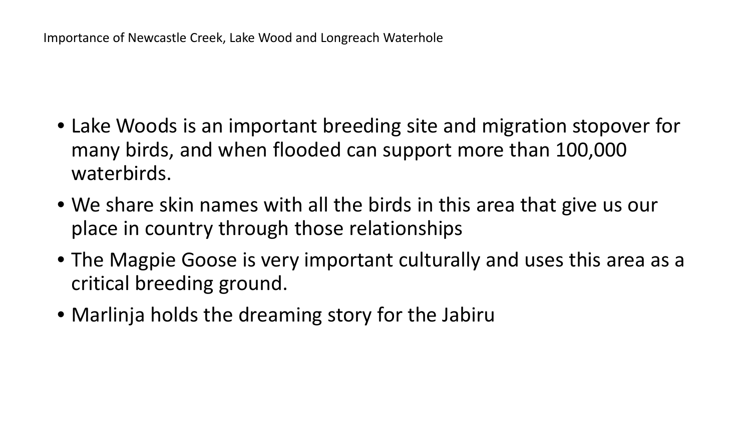## Importance of Newcastle Creek, Lake Wood and Longreach Waterhole

- Lake Woods is an important breeding site and migration stopover for many birds, and when flooded can support more than 100,000 waterbirds.
- We share skin names with all the birds in this area that give us our place in country through those relationships
- The Magpie Goose is very important culturally and uses this area as a critical breeding ground.
- Marlinja holds the dreaming story for the Jabiru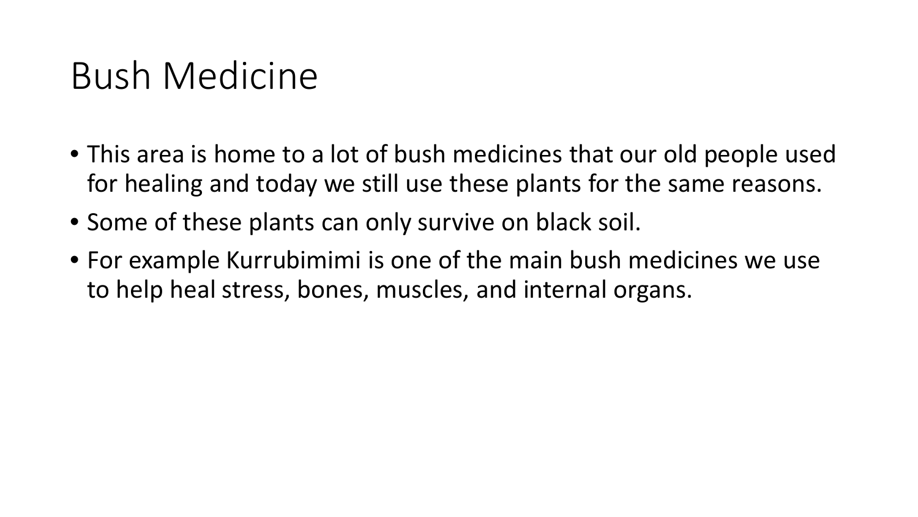# Bush Medicine

- This area is home to a lot of bush medicines that our old people used for healing and today we still use these plants for the same reasons.
- Some of these plants can only survive on black soil.
- For example Kurrubimimi is one of the main bush medicines we use to help heal stress, bones, muscles, and internal organs.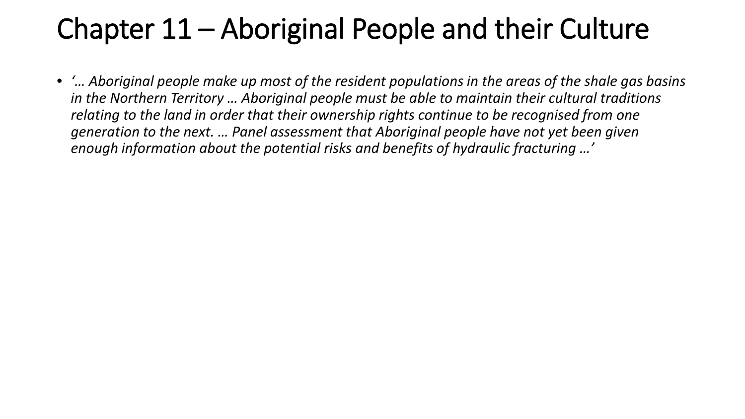# Chapter 11 – Aboriginal People and their Culture

- *'… Aboriginal people make up most of the resident populations in the areas of the shale gas basins in the Northern Territory … Aboriginal people must be able to maintain their cultural traditions relating to the land in order that their ownership rights continue to be recognised from one generation to the next. … Panel assessment that Aboriginal people have not yet been given enough information about the potential risks and benefits of hydraulic fracturing …'*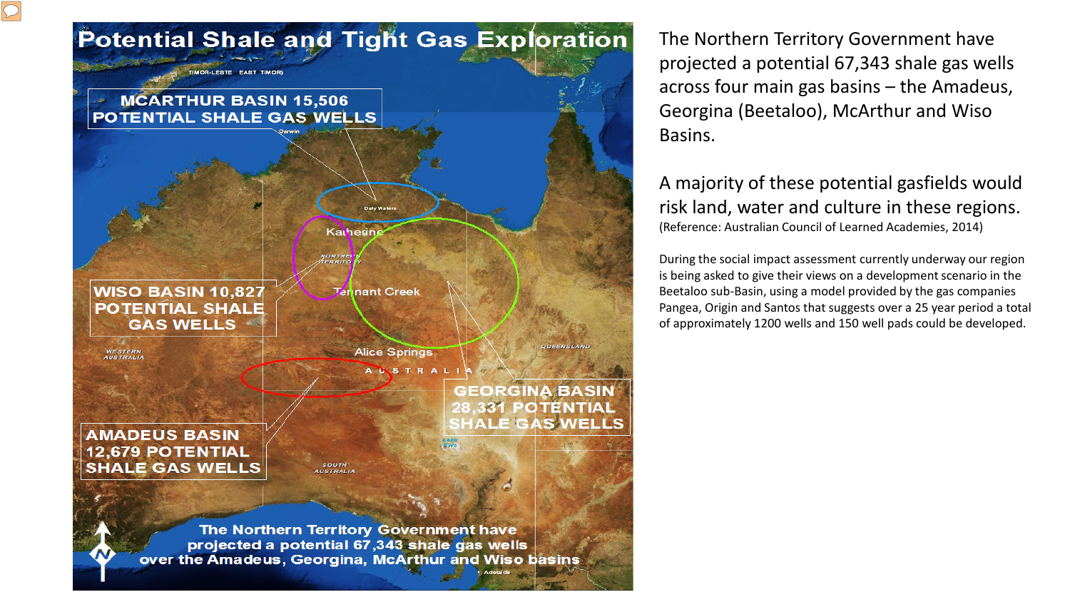# Potential Shale and Tight Gas Exploration

TIMOR-LESTE EAST TIMOR)

MCARTHUR BASIN 15,506 POTENTIAL SHALE GAS WELLS

WISO BASIN 10,827 POTENTIAL SHALE GAS WELLS

GEORGINA BASIN 28,331 POTENTIAL SHALE GAS WELLS

AMADEUS BASIN 12,679 POTENTIAL SHALE GAS WELLS

Darwin, Daly Waters, Katherine, NORTHERN TERRITORY, Tennant Creek, Alice Springs, WESTERN AUSTRALIA, QUEENSLAND, AUSTRALIA, SOUTH AUSTRALIA, Lake Eyre, Adelaide

The Northern Territory Government have projected a potential 67,343 shale gas wells over the Amadeus, Georgina, McArthur and Wiso basins

The Northern Territory Government have projected a potential 67,343 shale gas wells across four main gas basins – the Amadeus, Georgina (Beetaloo), McArthur and Wiso Basins.

A majority of these potential gasfields would risk land, water and culture in these regions.
(Reference: Australian Council of Learned Academies, 2014)

During the social impact assessment currently underway our region is being asked to give their views on a development scenario in the Beetaloo sub-Basin, using a model provided by the gas companies Pangea, Origin and Santos that suggests over a 25 year period a total of approximately 1200 wells and 150 well pads could be developed.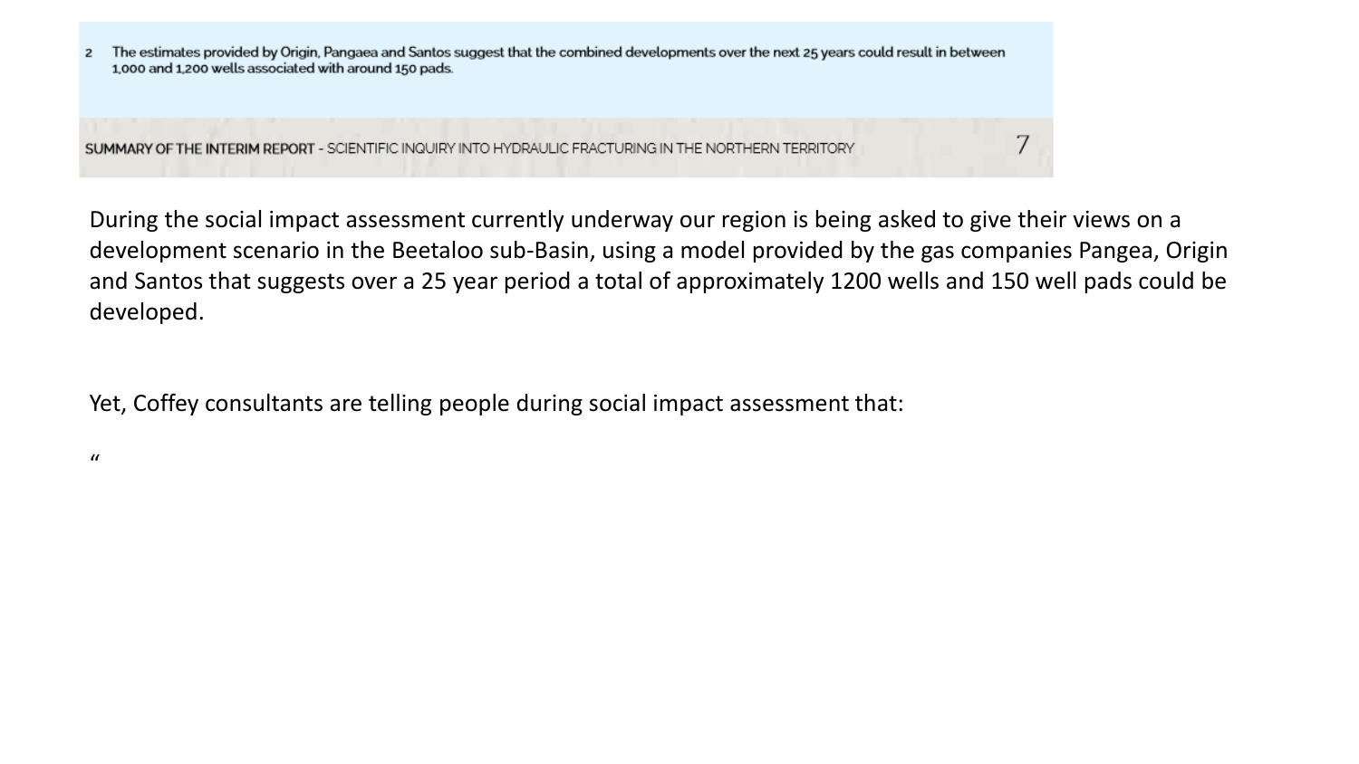2 The estimates provided by Origin, Pangaea and Santos suggest that the combined developments over the next 25 years could result in between 1,000 and 1,200 wells associated with around 150 pads.

SUMMARY OF THE INTERIM REPORT - SCIENTIFIC INQUIRY INTO HYDRAULIC FRACTURING IN THE NORTHERN TERRITORY

During the social impact assessment currently underway our region is being asked to give their views on a development scenario in the Beetaloo sub-Basin, using a model provided by the gas companies Pangea, Origin and Santos that suggests over a 25 year period a total of approximately 1200 wells and 150 well pads could be developed.

Yet, Coffey consultants are telling people during social impact assessment that:

"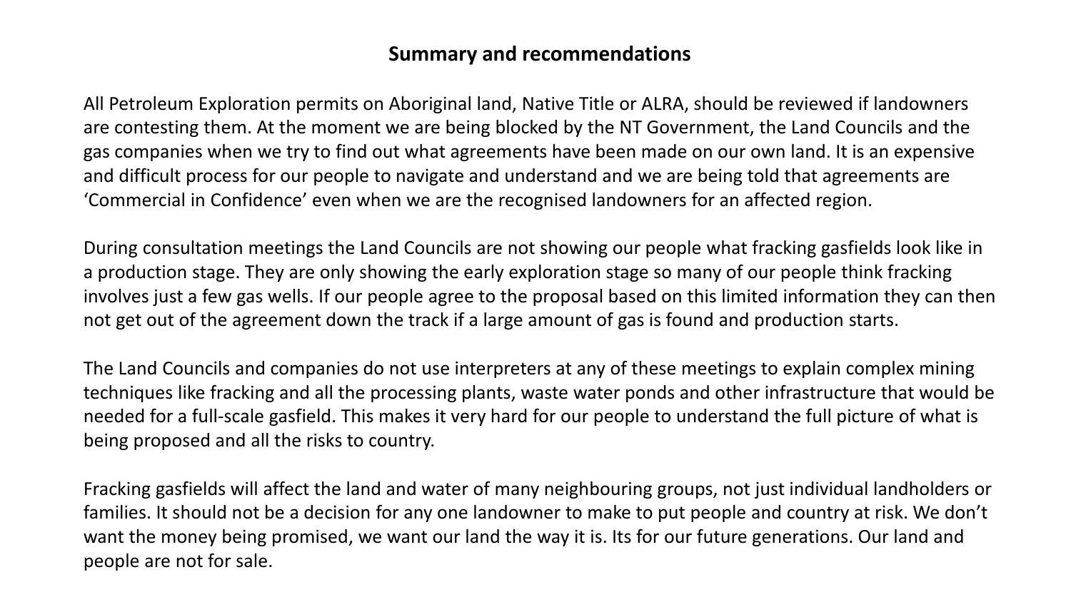## Summary and recommendations

All Petroleum Exploration permits on Aboriginal land, Native Title or ALRA, should be reviewed if landowners are contesting them. At the moment we are being blocked by the NT Government, the Land Councils and the gas companies when we try to find out what agreements have been made on our own land. It is an expensive and difficult process for our people to navigate and understand and we are being told that agreements are 'Commercial in Confidence' even when we are the recognised landowners for an affected region.

During consultation meetings the Land Councils are not showing our people what fracking gasfields look like in a production stage. They are only showing the early exploration stage so many of our people think fracking involves just a few gas wells. If our people agree to the proposal based on this limited information they can then not get out of the agreement down the track if a large amount of gas is found and production starts.

The Land Councils and companies do not use interpreters at any of these meetings to explain complex mining techniques like fracking and all the processing plants, waste water ponds and other infrastructure that would be needed for a full-scale gasfield. This makes it very hard for our people to understand the full picture of what is being proposed and all the risks to country.

Fracking gasfields will affect the land and water of many neighbouring groups, not just individual landholders or families. It should not be a decision for any one landowner to make to put people and country at risk. We don't want the money being promised, we want our land the way it is. Its for our future generations. Our land and people are not for sale.